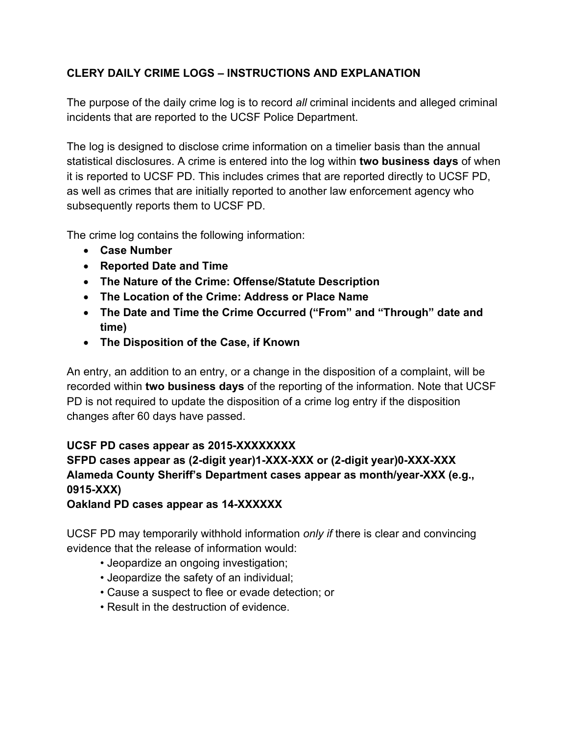**CLERY DAILY CRIME LOGS – INSTRUCTIONS AND EXPLANATION**

The purpose of the daily crime log is to record *all* criminal incidents and alleged criminal incidents that are reported to the UCSF Police Department.

The log is designed to disclose crime information on a timelier basis than the annual statistical disclosures. A crime is entered into the log within **two business days** of when it is reported to UCSF PD. This includes crimes that are reported directly to UCSF PD, as well as crimes that are initially reported to another law enforcement agency who subsequently reports them to UCSF PD.

The crime log contains the following information:

- **Case Number**
- **Reported Date and Time**
- **The Nature of the Crime: Offense/Statute Description**
- **The Location of the Crime: Address or Place Name**
- **The Date and Time the Crime Occurred ("From" and "Through" date and time)**
- **The Disposition of the Case, if Known**

An entry, an addition to an entry, or a change in the disposition of a complaint, will be recorded within **two business days** of the reporting of the information. Note that UCSF PD is not required to update the disposition of a crime log entry if the disposition changes after 60 days have passed.

**UCSF PD cases appear as 2015-XXXXXXXX**
**SFPD cases appear as (2-digit year)1-XXX-XXX or (2-digit year)0-XXX-XXX**
**Alameda County Sheriff's Department cases appear as month/year-XXX (e.g., 0915-XXX)**
**Oakland PD cases appear as 14-XXXXXX**

UCSF PD may temporarily withhold information *only if* there is clear and convincing evidence that the release of information would:

- Jeopardize an ongoing investigation;
- Jeopardize the safety of an individual;
- Cause a suspect to flee or evade detection; or
- Result in the destruction of evidence.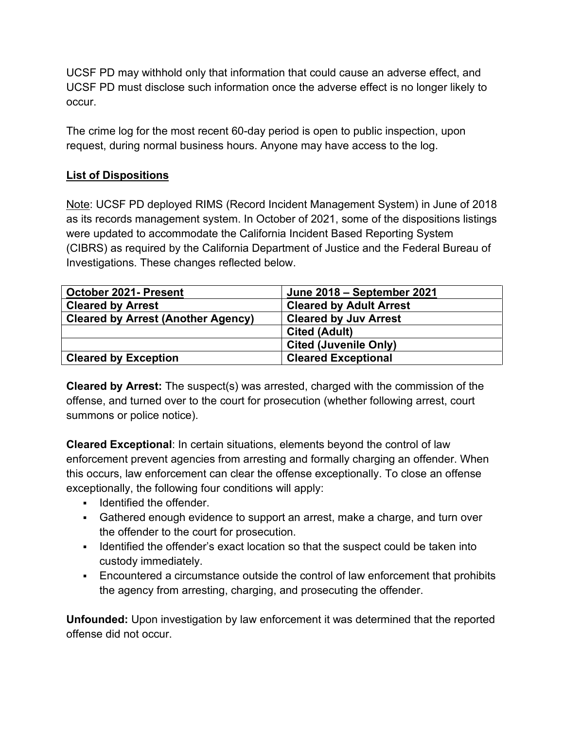UCSF PD may withhold only that information that could cause an adverse effect, and UCSF PD must disclose such information once the adverse effect is no longer likely to occur.

The crime log for the most recent 60-day period is open to public inspection, upon request, during normal business hours. Anyone may have access to the log.

## List of Dispositions

Note: UCSF PD deployed RIMS (Record Incident Management System) in June of 2018 as its records management system. In October of 2021, some of the dispositions listings were updated to accommodate the California Incident Based Reporting System (CIBRS) as required by the California Department of Justice and the Federal Bureau of Investigations. These changes reflected below.

| October 2021- Present | June 2018 – September 2021 |
| --- | --- |
| **Cleared by Arrest** | **Cleared by Adult Arrest** |
| **Cleared by Arrest (Another Agency)** | **Cleared by Juv Arrest** |
| | **Cited (Adult)** |
| | **Cited (Juvenile Only)** |
| **Cleared by Exception** | **Cleared Exceptional** |

**Cleared by Arrest:** The suspect(s) was arrested, charged with the commission of the offense, and turned over to the court for prosecution (whether following arrest, court summons or police notice).

**Cleared Exceptional**: In certain situations, elements beyond the control of law enforcement prevent agencies from arresting and formally charging an offender. When this occurs, law enforcement can clear the offense exceptionally. To close an offense exceptionally, the following four conditions will apply:

- Identified the offender.
- Gathered enough evidence to support an arrest, make a charge, and turn over the offender to the court for prosecution.
- Identified the offender's exact location so that the suspect could be taken into custody immediately.
- Encountered a circumstance outside the control of law enforcement that prohibits the agency from arresting, charging, and prosecuting the offender.

**Unfounded:** Upon investigation by law enforcement it was determined that the reported offense did not occur.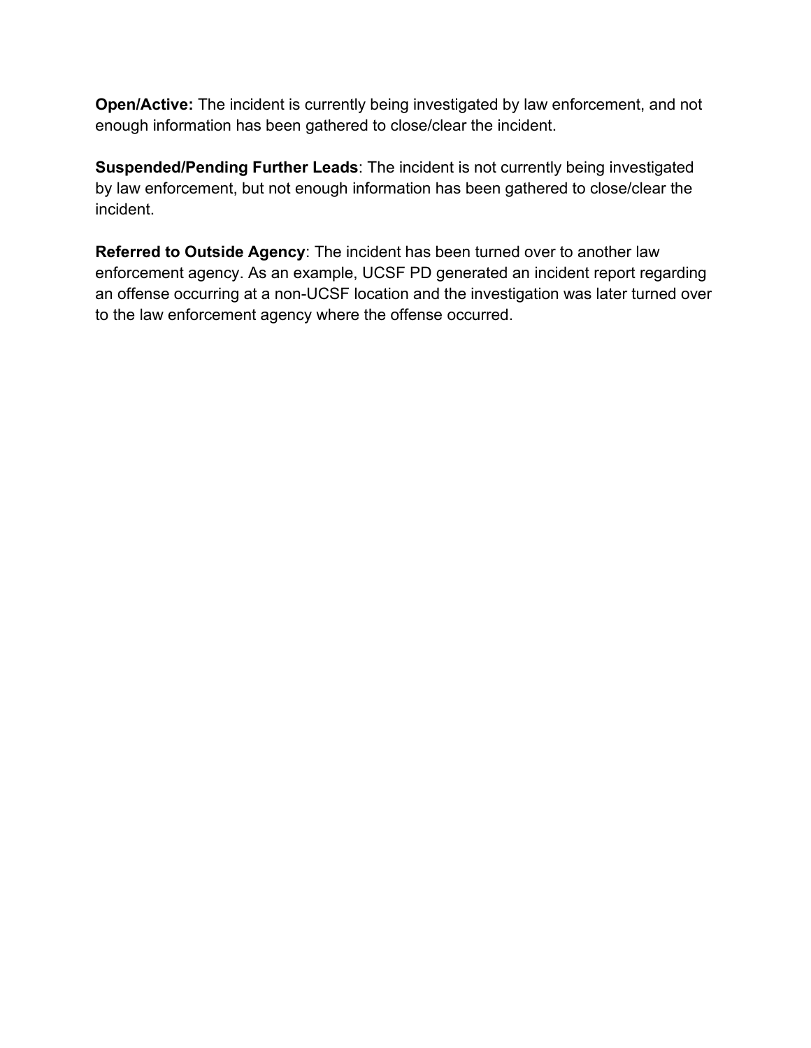**Open/Active:** The incident is currently being investigated by law enforcement, and not enough information has been gathered to close/clear the incident.

**Suspended/Pending Further Leads**: The incident is not currently being investigated by law enforcement, but not enough information has been gathered to close/clear the incident.

**Referred to Outside Agency**: The incident has been turned over to another law enforcement agency. As an example, UCSF PD generated an incident report regarding an offense occurring at a non-UCSF location and the investigation was later turned over to the law enforcement agency where the offense occurred.